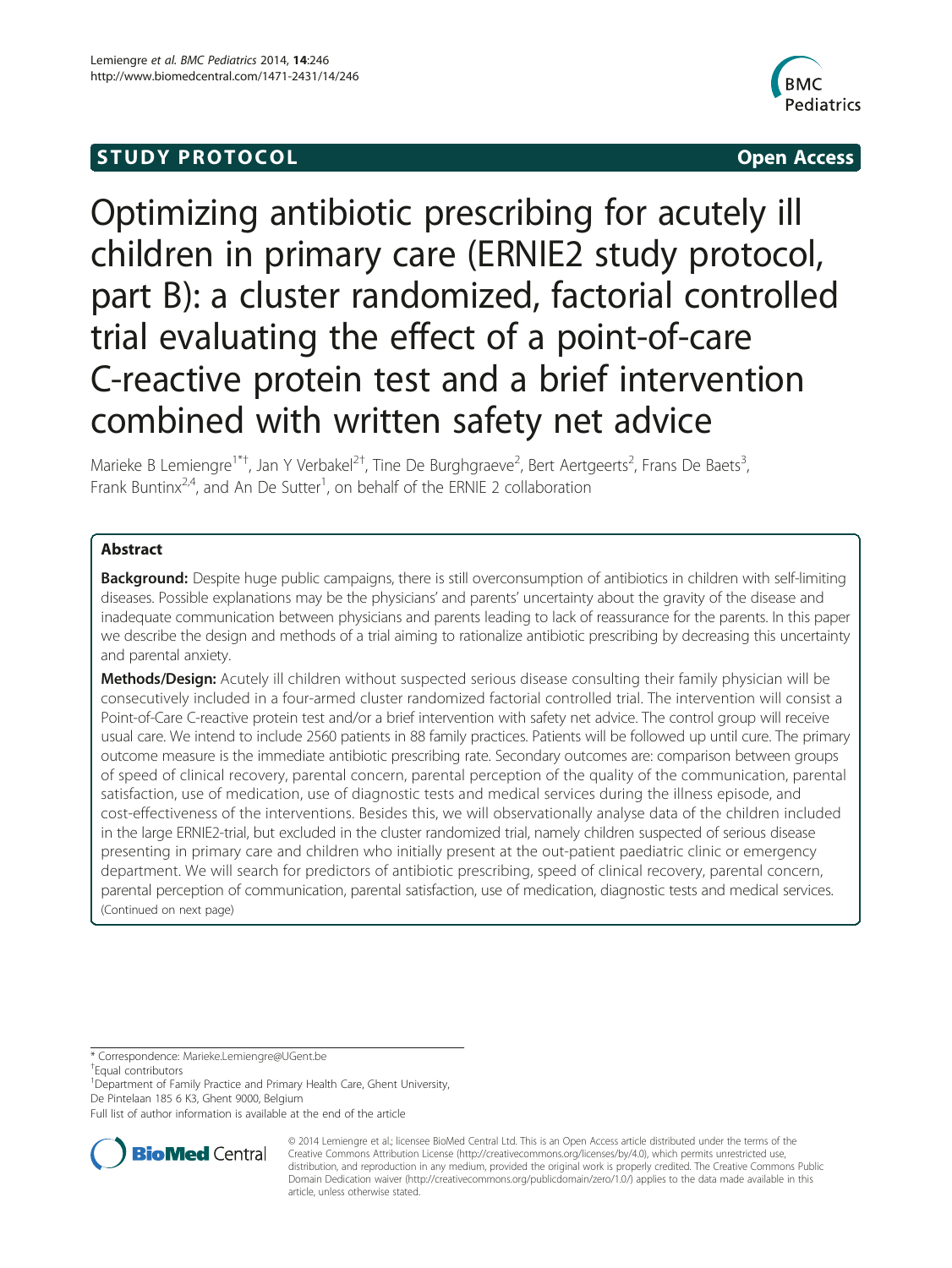STUDY PROTOCOL Open Access

# Optimizing antibiotic prescribing for acutely ill children in primary care (ERNIE2 study protocol, part B): a cluster randomized, factorial controlled trial evaluating the effect of a point-of-care C-reactive protein test and a brief intervention combined with written safety net advice

Marieke B Lemiengre[1*†], Jan Y Verbakel[2†], Tine De Burghgraeve[2], Bert Aertgeerts[2], Frans De Baets[3], Frank Buntinx[2,4], and An De Sutter[1], on behalf of the ERNIE 2 collaboration

## Abstract

**Background:** Despite huge public campaigns, there is still overconsumption of antibiotics in children with self-limiting diseases. Possible explanations may be the physicians' and parents' uncertainty about the gravity of the disease and inadequate communication between physicians and parents leading to lack of reassurance for the parents. In this paper we describe the design and methods of a trial aiming to rationalize antibiotic prescribing by decreasing this uncertainty and parental anxiety.

**Methods/Design:** Acutely ill children without suspected serious disease consulting their family physician will be consecutively included in a four-armed cluster randomized factorial controlled trial. The intervention will consist a Point-of-Care C-reactive protein test and/or a brief intervention with safety net advice. The control group will receive usual care. We intend to include 2560 patients in 88 family practices. Patients will be followed up until cure. The primary outcome measure is the immediate antibiotic prescribing rate. Secondary outcomes are: comparison between groups of speed of clinical recovery, parental concern, parental perception of the quality of the communication, parental satisfaction, use of medication, use of diagnostic tests and medical services during the illness episode, and cost-effectiveness of the interventions. Besides this, we will observationally analyse data of the children included in the large ERNIE2-trial, but excluded in the cluster randomized trial, namely children suspected of serious disease presenting in primary care and children who initially present at the out-patient paediatric clinic or emergency department. We will search for predictors of antibiotic prescribing, speed of clinical recovery, parental concern, parental perception of communication, parental satisfaction, use of medication, diagnostic tests and medical services.

(Continued on next page)

\* Correspondence: Marieke.Lemiengre@UGent.be

†Equal contributors

[1]Department of Family Practice and Primary Health Care, Ghent University, De Pintelaan 185 6 K3, Ghent 9000, Belgium

Full list of author information is available at the end of the article

© 2014 Lemiengre et al.; licensee BioMed Central Ltd. This is an Open Access article distributed under the terms of the Creative Commons Attribution License (http://creativecommons.org/licenses/by/4.0), which permits unrestricted use, distribution, and reproduction in any medium, provided the original work is properly credited. The Creative Commons Public Domain Dedication waiver (http://creativecommons.org/publicdomain/zero/1.0/) applies to the data made available in this article, unless otherwise stated.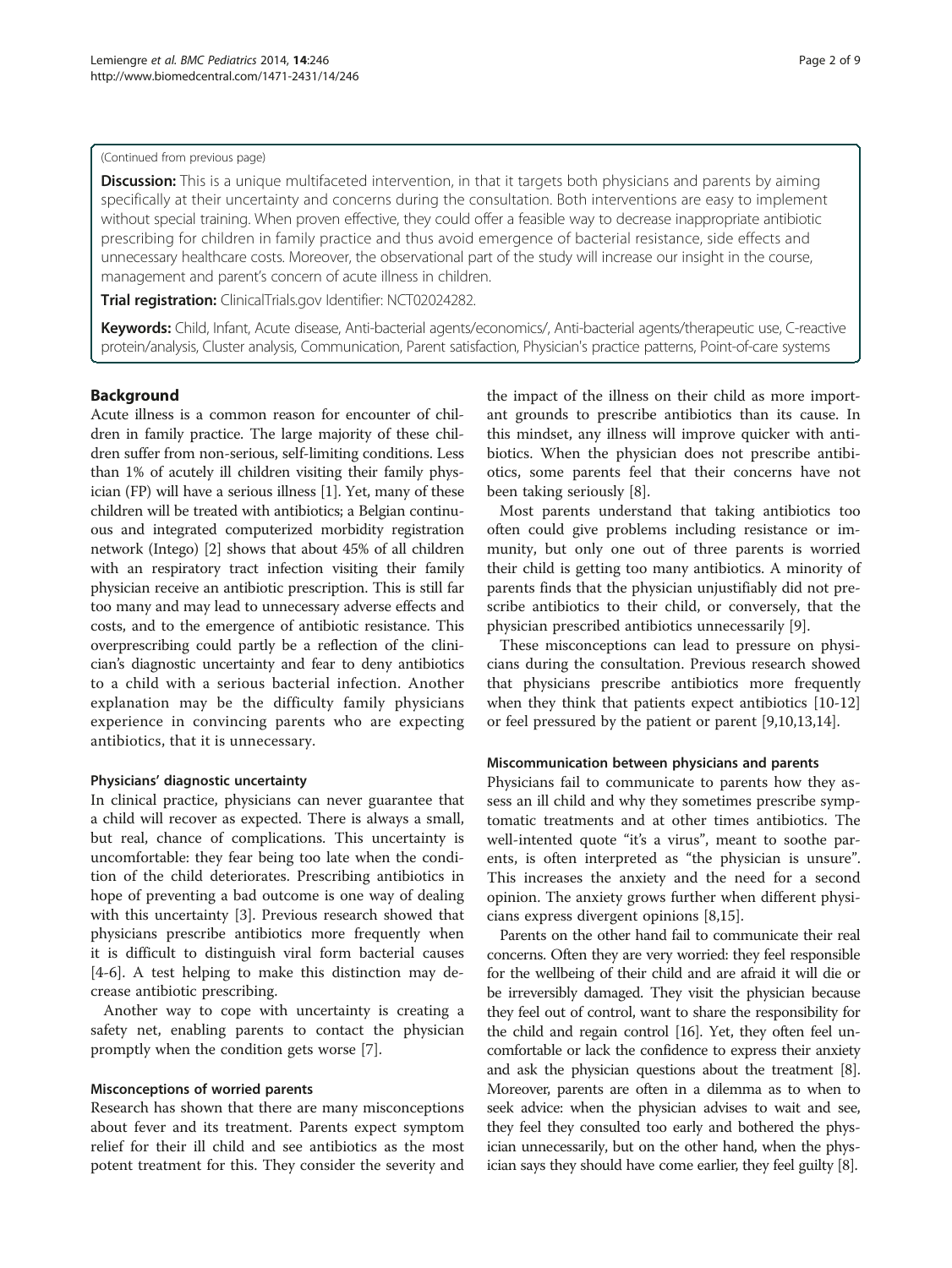(Continued from previous page)

**Discussion:** This is a unique multifaceted intervention, in that it targets both physicians and parents by aiming specifically at their uncertainty and concerns during the consultation. Both interventions are easy to implement without special training. When proven effective, they could offer a feasible way to decrease inappropriate antibiotic prescribing for children in family practice and thus avoid emergence of bacterial resistance, side effects and unnecessary healthcare costs. Moreover, the observational part of the study will increase our insight in the course, management and parent's concern of acute illness in children.

**Trial registration:** ClinicalTrials.gov Identifier: NCT02024282.

**Keywords:** Child, Infant, Acute disease, Anti-bacterial agents/economics/, Anti-bacterial agents/therapeutic use, C-reactive protein/analysis, Cluster analysis, Communication, Parent satisfaction, Physician's practice patterns, Point-of-care systems

## Background

Acute illness is a common reason for encounter of children in family practice. The large majority of these children suffer from non-serious, self-limiting conditions. Less than 1% of acutely ill children visiting their family physician (FP) will have a serious illness [1]. Yet, many of these children will be treated with antibiotics; a Belgian continuous and integrated computerized morbidity registration network (Intego) [2] shows that about 45% of all children with an respiratory tract infection visiting their family physician receive an antibiotic prescription. This is still far too many and may lead to unnecessary adverse effects and costs, and to the emergence of antibiotic resistance. This overprescribing could partly be a reflection of the clinician's diagnostic uncertainty and fear to deny antibiotics to a child with a serious bacterial infection. Another explanation may be the difficulty family physicians experience in convincing parents who are expecting antibiotics, that it is unnecessary.

### Physicians' diagnostic uncertainty

In clinical practice, physicians can never guarantee that a child will recover as expected. There is always a small, but real, chance of complications. This uncertainty is uncomfortable: they fear being too late when the condition of the child deteriorates. Prescribing antibiotics in hope of preventing a bad outcome is one way of dealing with this uncertainty [3]. Previous research showed that physicians prescribe antibiotics more frequently when it is difficult to distinguish viral form bacterial causes [4-6]. A test helping to make this distinction may decrease antibiotic prescribing.

Another way to cope with uncertainty is creating a safety net, enabling parents to contact the physician promptly when the condition gets worse [7].

### Misconceptions of worried parents

Research has shown that there are many misconceptions about fever and its treatment. Parents expect symptom relief for their ill child and see antibiotics as the most potent treatment for this. They consider the severity and the impact of the illness on their child as more important grounds to prescribe antibiotics than its cause. In this mindset, any illness will improve quicker with antibiotics. When the physician does not prescribe antibiotics, some parents feel that their concerns have not been taking seriously [8].

Most parents understand that taking antibiotics too often could give problems including resistance or immunity, but only one out of three parents is worried their child is getting too many antibiotics. A minority of parents finds that the physician unjustifiably did not prescribe antibiotics to their child, or conversely, that the physician prescribed antibiotics unnecessarily [9].

These misconceptions can lead to pressure on physicians during the consultation. Previous research showed that physicians prescribe antibiotics more frequently when they think that patients expect antibiotics [10-12] or feel pressured by the patient or parent [9,10,13,14].

### Miscommunication between physicians and parents

Physicians fail to communicate to parents how they assess an ill child and why they sometimes prescribe symptomatic treatments and at other times antibiotics. The well-intented quote "it's a virus", meant to soothe parents, is often interpreted as "the physician is unsure". This increases the anxiety and the need for a second opinion. The anxiety grows further when different physicians express divergent opinions [8,15].

Parents on the other hand fail to communicate their real concerns. Often they are very worried: they feel responsible for the wellbeing of their child and are afraid it will die or be irreversibly damaged. They visit the physician because they feel out of control, want to share the responsibility for the child and regain control [16]. Yet, they often feel uncomfortable or lack the confidence to express their anxiety and ask the physician questions about the treatment [8]. Moreover, parents are often in a dilemma as to when to seek advice: when the physician advises to wait and see, they feel they consulted too early and bothered the physician unnecessarily, but on the other hand, when the physician says they should have come earlier, they feel guilty [8].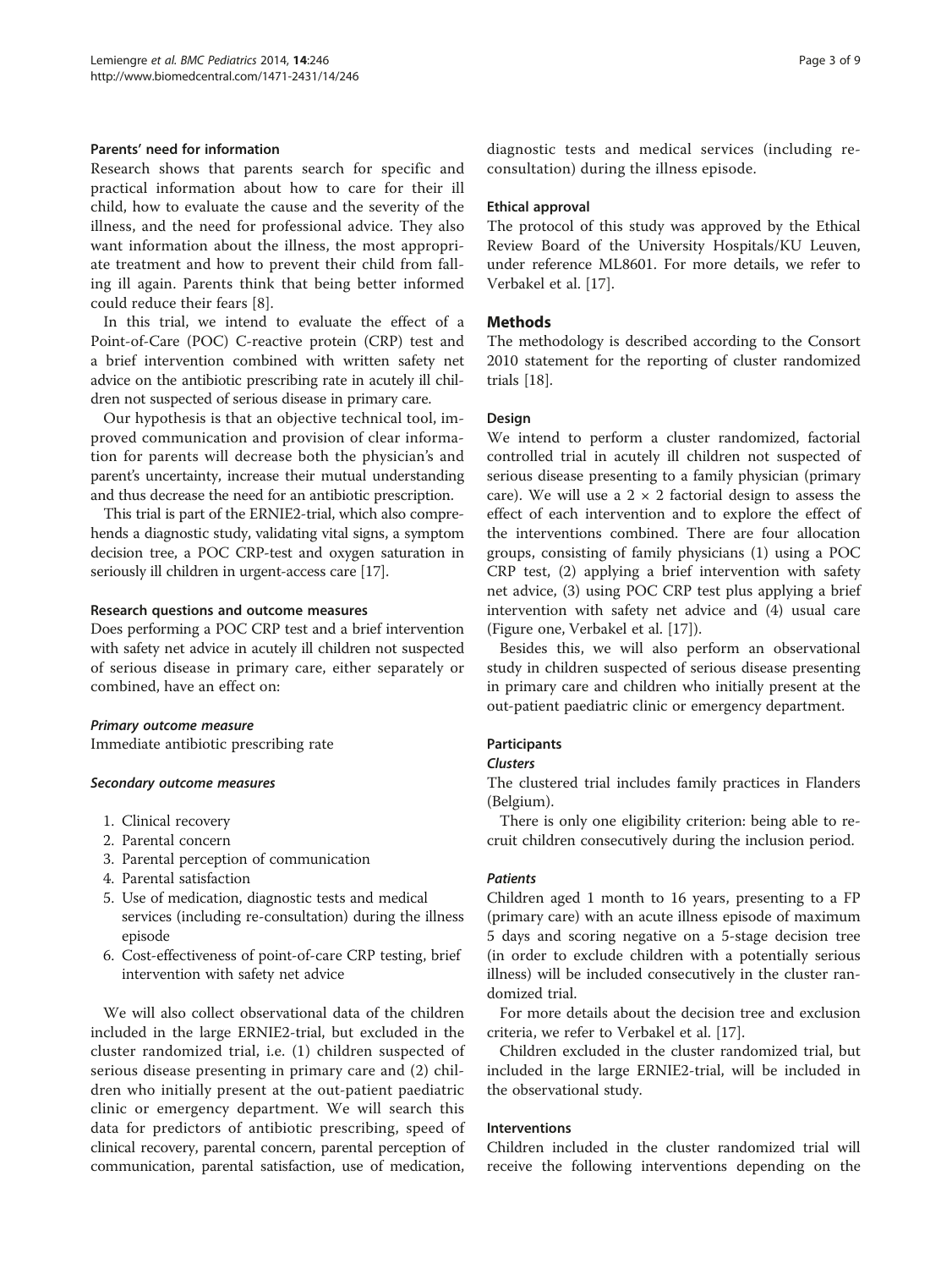### Parents' need for information

Research shows that parents search for specific and practical information about how to care for their ill child, how to evaluate the cause and the severity of the illness, and the need for professional advice. They also want information about the illness, the most appropriate treatment and how to prevent their child from falling ill again. Parents think that being better informed could reduce their fears [8].

In this trial, we intend to evaluate the effect of a Point-of-Care (POC) C-reactive protein (CRP) test and a brief intervention combined with written safety net advice on the antibiotic prescribing rate in acutely ill children not suspected of serious disease in primary care.

Our hypothesis is that an objective technical tool, improved communication and provision of clear information for parents will decrease both the physician's and parent's uncertainty, increase their mutual understanding and thus decrease the need for an antibiotic prescription.

This trial is part of the ERNIE2-trial, which also comprehends a diagnostic study, validating vital signs, a symptom decision tree, a POC CRP-test and oxygen saturation in seriously ill children in urgent-access care [17].

### Research questions and outcome measures

Does performing a POC CRP test and a brief intervention with safety net advice in acutely ill children not suspected of serious disease in primary care, either separately or combined, have an effect on:

#### *Primary outcome measure*

Immediate antibiotic prescribing rate

#### *Secondary outcome measures*

1. Clinical recovery
2. Parental concern
3. Parental perception of communication
4. Parental satisfaction
5. Use of medication, diagnostic tests and medical services (including re-consultation) during the illness episode
6. Cost-effectiveness of point-of-care CRP testing, brief intervention with safety net advice

We will also collect observational data of the children included in the large ERNIE2-trial, but excluded in the cluster randomized trial, i.e. (1) children suspected of serious disease presenting in primary care and (2) children who initially present at the out-patient paediatric clinic or emergency department. We will search this data for predictors of antibiotic prescribing, speed of clinical recovery, parental concern, parental perception of communication, parental satisfaction, use of medication, diagnostic tests and medical services (including re-consultation) during the illness episode.

### Ethical approval

The protocol of this study was approved by the Ethical Review Board of the University Hospitals/KU Leuven, under reference ML8601. For more details, we refer to Verbakel et al. [17].

## Methods

The methodology is described according to the Consort 2010 statement for the reporting of cluster randomized trials [18].

### Design

We intend to perform a cluster randomized, factorial controlled trial in acutely ill children not suspected of serious disease presenting to a family physician (primary care). We will use a 2 × 2 factorial design to assess the effect of each intervention and to explore the effect of the interventions combined. There are four allocation groups, consisting of family physicians (1) using a POC CRP test, (2) applying a brief intervention with safety net advice, (3) using POC CRP test plus applying a brief intervention with safety net advice and (4) usual care (Figure one, Verbakel et al. [17]).

Besides this, we will also perform an observational study in children suspected of serious disease presenting in primary care and children who initially present at the out-patient paediatric clinic or emergency department.

### Participants

#### *Clusters*

The clustered trial includes family practices in Flanders (Belgium).

There is only one eligibility criterion: being able to recruit children consecutively during the inclusion period.

#### *Patients*

Children aged 1 month to 16 years, presenting to a FP (primary care) with an acute illness episode of maximum 5 days and scoring negative on a 5-stage decision tree (in order to exclude children with a potentially serious illness) will be included consecutively in the cluster randomized trial.

For more details about the decision tree and exclusion criteria, we refer to Verbakel et al. [17].

Children excluded in the cluster randomized trial, but included in the large ERNIE2-trial, will be included in the observational study.

### Interventions

Children included in the cluster randomized trial will receive the following interventions depending on the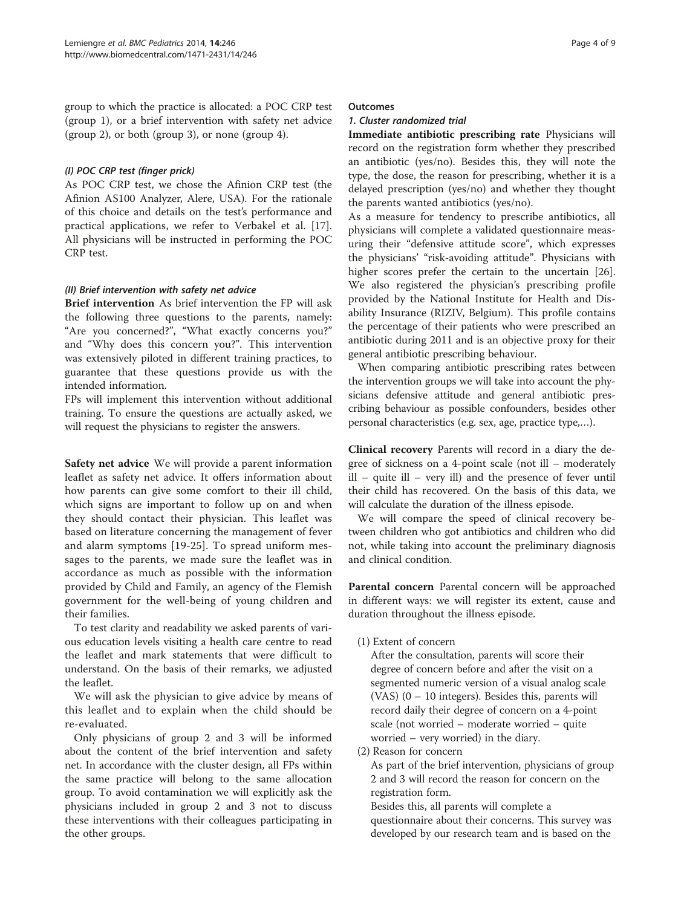group to which the practice is allocated: a POC CRP test (group 1), or a brief intervention with safety net advice (group 2), or both (group 3), or none (group 4).

#### *(I) POC CRP test (finger prick)*

As POC CRP test, we chose the Afinion CRP test (the Afinion AS100 Analyzer, Alere, USA). For the rationale of this choice and details on the test's performance and practical applications, we refer to Verbakel et al. [17]. All physicians will be instructed in performing the POC CRP test.

#### *(II) Brief intervention with safety net advice*

**Brief intervention** As brief intervention the FP will ask the following three questions to the parents, namely: "Are you concerned?", "What exactly concerns you?" and "Why does this concern you?". This intervention was extensively piloted in different training practices, to guarantee that these questions provide us with the intended information.

FPs will implement this intervention without additional training. To ensure the questions are actually asked, we will request the physicians to register the answers.

**Safety net advice** We will provide a parent information leaflet as safety net advice. It offers information about how parents can give some comfort to their ill child, which signs are important to follow up on and when they should contact their physician. This leaflet was based on literature concerning the management of fever and alarm symptoms [19-25]. To spread uniform messages to the parents, we made sure the leaflet was in accordance as much as possible with the information provided by Child and Family, an agency of the Flemish government for the well-being of young children and their families.

To test clarity and readability we asked parents of various education levels visiting a health care centre to read the leaflet and mark statements that were difficult to understand. On the basis of their remarks, we adjusted the leaflet.

We will ask the physician to give advice by means of this leaflet and to explain when the child should be re-evaluated.

Only physicians of group 2 and 3 will be informed about the content of the brief intervention and safety net. In accordance with the cluster design, all FPs within the same practice will belong to the same allocation group. To avoid contamination we will explicitly ask the physicians included in group 2 and 3 not to discuss these interventions with their colleagues participating in the other groups.

### Outcomes

#### *1. Cluster randomized trial*

**Immediate antibiotic prescribing rate** Physicians will record on the registration form whether they prescribed an antibiotic (yes/no). Besides this, they will note the type, the dose, the reason for prescribing, whether it is a delayed prescription (yes/no) and whether they thought the parents wanted antibiotics (yes/no).

As a measure for tendency to prescribe antibiotics, all physicians will complete a validated questionnaire measuring their "defensive attitude score", which expresses the physicians' "risk-avoiding attitude". Physicians with higher scores prefer the certain to the uncertain [26]. We also registered the physician's prescribing profile provided by the National Institute for Health and Disability Insurance (RIZIV, Belgium). This profile contains the percentage of their patients who were prescribed an antibiotic during 2011 and is an objective proxy for their general antibiotic prescribing behaviour.

When comparing antibiotic prescribing rates between the intervention groups we will take into account the physicians defensive attitude and general antibiotic prescribing behaviour as possible confounders, besides other personal characteristics (e.g. sex, age, practice type,…).

**Clinical recovery** Parents will record in a diary the degree of sickness on a 4-point scale (not ill – moderately ill – quite ill – very ill) and the presence of fever until their child has recovered. On the basis of this data, we will calculate the duration of the illness episode.

We will compare the speed of clinical recovery between children who got antibiotics and children who did not, while taking into account the preliminary diagnosis and clinical condition.

**Parental concern** Parental concern will be approached in different ways: we will register its extent, cause and duration throughout the illness episode.

(1) Extent of concern

After the consultation, parents will score their degree of concern before and after the visit on a segmented numeric version of a visual analog scale (VAS) (0 – 10 integers). Besides this, parents will record daily their degree of concern on a 4-point scale (not worried – moderate worried – quite worried – very worried) in the diary.

(2) Reason for concern

As part of the brief intervention, physicians of group 2 and 3 will record the reason for concern on the registration form.

Besides this, all parents will complete a questionnaire about their concerns. This survey was developed by our research team and is based on the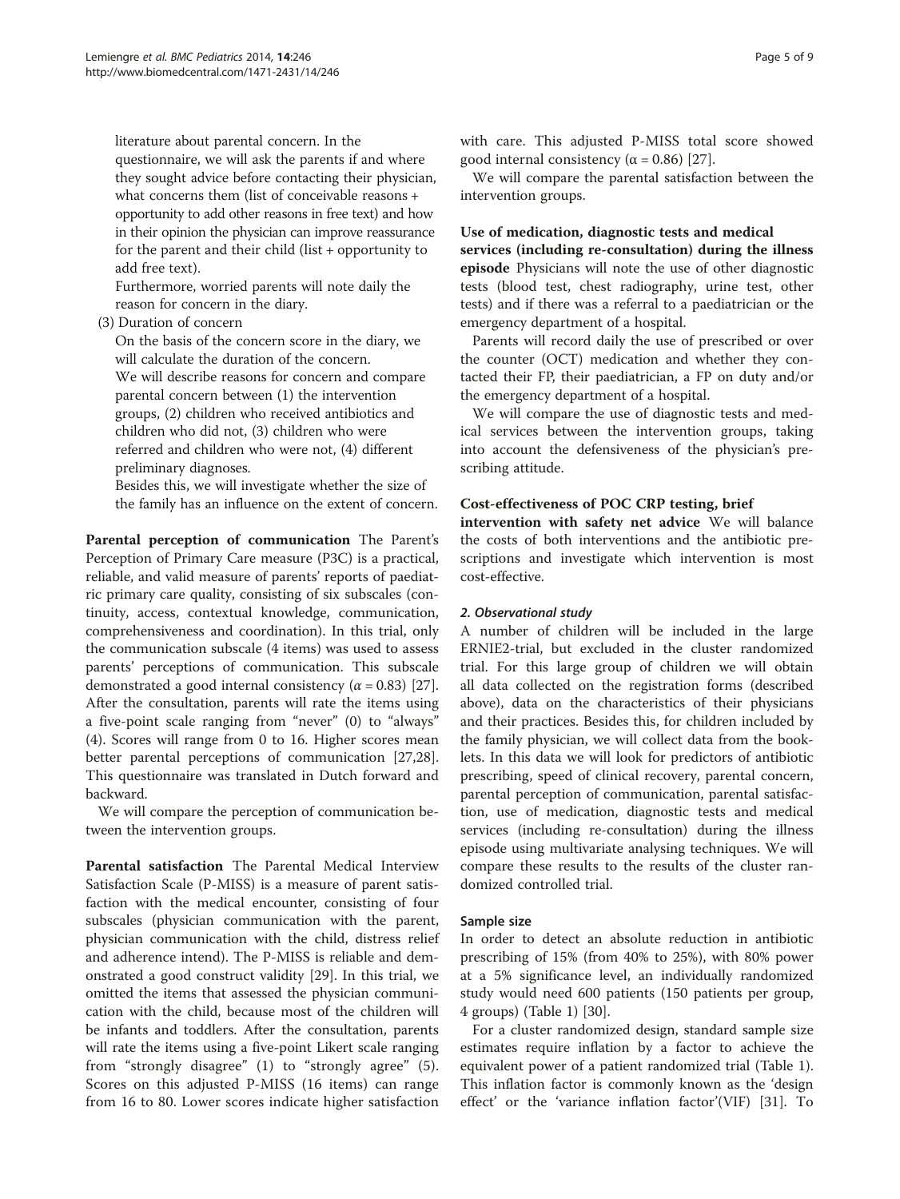literature about parental concern. In the questionnaire, we will ask the parents if and where they sought advice before contacting their physician, what concerns them (list of conceivable reasons + opportunity to add other reasons in free text) and how in their opinion the physician can improve reassurance for the parent and their child (list + opportunity to add free text).

Furthermore, worried parents will note daily the reason for concern in the diary.

(3) Duration of concern

On the basis of the concern score in the diary, we will calculate the duration of the concern.

We will describe reasons for concern and compare parental concern between (1) the intervention groups, (2) children who received antibiotics and children who did not, (3) children who were referred and children who were not, (4) different preliminary diagnoses.

Besides this, we will investigate whether the size of the family has an influence on the extent of concern.

**Parental perception of communication** The Parent's Perception of Primary Care measure (P3C) is a practical, reliable, and valid measure of parents' reports of paediatric primary care quality, consisting of six subscales (continuity, access, contextual knowledge, communication, comprehensiveness and coordination). In this trial, only the communication subscale (4 items) was used to assess parents' perceptions of communication. This subscale demonstrated a good internal consistency ($\alpha = 0.83$) [27]. After the consultation, parents will rate the items using a five-point scale ranging from "never" (0) to "always" (4). Scores will range from 0 to 16. Higher scores mean better parental perceptions of communication [27,28]. This questionnaire was translated in Dutch forward and backward.

We will compare the perception of communication between the intervention groups.

**Parental satisfaction** The Parental Medical Interview Satisfaction Scale (P-MISS) is a measure of parent satisfaction with the medical encounter, consisting of four subscales (physician communication with the parent, physician communication with the child, distress relief and adherence intend). The P-MISS is reliable and demonstrated a good construct validity [29]. In this trial, we omitted the items that assessed the physician communication with the child, because most of the children will be infants and toddlers. After the consultation, parents will rate the items using a five-point Likert scale ranging from "strongly disagree" (1) to "strongly agree" (5). Scores on this adjusted P-MISS (16 items) can range from 16 to 80. Lower scores indicate higher satisfaction with care. This adjusted P-MISS total score showed good internal consistency ($\alpha = 0.86$) [27].

We will compare the parental satisfaction between the intervention groups.

**Use of medication, diagnostic tests and medical services (including re-consultation) during the illness episode** Physicians will note the use of other diagnostic tests (blood test, chest radiography, urine test, other tests) and if there was a referral to a paediatrician or the emergency department of a hospital.

Parents will record daily the use of prescribed or over the counter (OCT) medication and whether they contacted their FP, their paediatrician, a FP on duty and/or the emergency department of a hospital.

We will compare the use of diagnostic tests and medical services between the intervention groups, taking into account the defensiveness of the physician's prescribing attitude.

**Cost-effectiveness of POC CRP testing, brief intervention with safety net advice** We will balance the costs of both interventions and the antibiotic prescriptions and investigate which intervention is most cost-effective.

#### *2. Observational study*

A number of children will be included in the large ERNIE2-trial, but excluded in the cluster randomized trial. For this large group of children we will obtain all data collected on the registration forms (described above), data on the characteristics of their physicians and their practices. Besides this, for children included by the family physician, we will collect data from the booklets. In this data we will look for predictors of antibiotic prescribing, speed of clinical recovery, parental concern, parental perception of communication, parental satisfaction, use of medication, diagnostic tests and medical services (including re-consultation) during the illness episode using multivariate analysing techniques. We will compare these results to the results of the cluster randomized controlled trial.

### Sample size

In order to detect an absolute reduction in antibiotic prescribing of 15% (from 40% to 25%), with 80% power at a 5% significance level, an individually randomized study would need 600 patients (150 patients per group, 4 groups) (Table 1) [30].

For a cluster randomized design, standard sample size estimates require inflation by a factor to achieve the equivalent power of a patient randomized trial (Table 1). This inflation factor is commonly known as the 'design effect' or the 'variance inflation factor'(VIF) [31]. To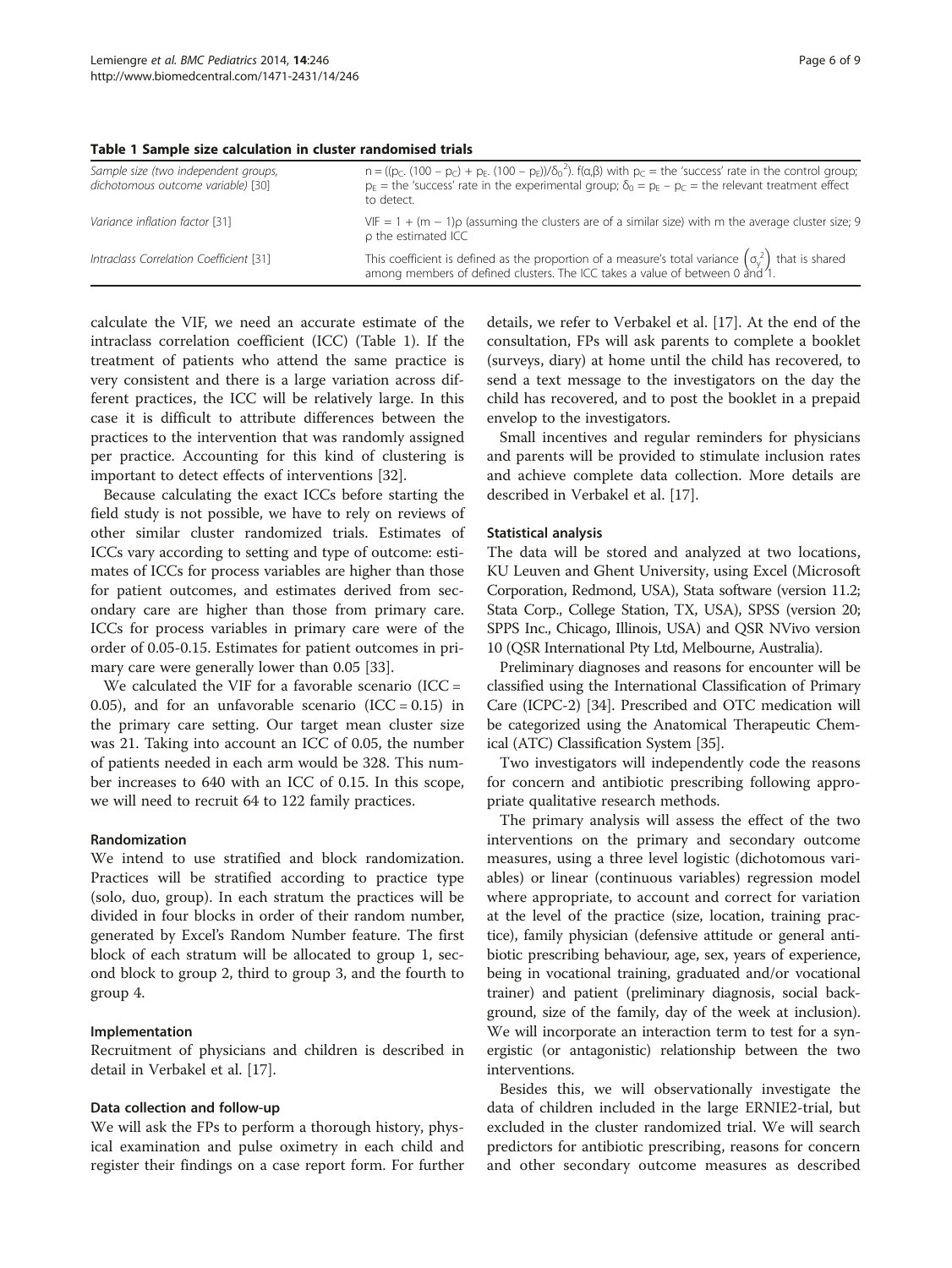**Table 1 Sample size calculation in cluster randomised trials**

| | |
|---|---|
| *Sample size (two independent groups, dichotomous outcome variable)* [30] | $n = ((p_C.\ (100 - p_C) + p_E.\ (100 - p_E))/\delta_0^2).\ f(\alpha,\beta)$ with $p_C$ = the 'success' rate in the control group; $p_E$ = the 'success' rate in the experimental group; $\delta_0 = p_E - p_C$ = the relevant treatment effect to detect. |
| *Variance inflation factor* [31] | $VIF = 1 + (m - 1)\rho$ (assuming the clusters are of a similar size) with m the average cluster size; 9 $\rho$ the estimated ICC |
| *Intraclass Correlation Coefficient* [31] | This coefficient is defined as the proportion of a measure's total variance $\left(\sigma_y^2\right)$ that is shared among members of defined clusters. The ICC takes a value of between 0 and 1. |

calculate the VIF, we need an accurate estimate of the intraclass correlation coefficient (ICC) (Table 1). If the treatment of patients who attend the same practice is very consistent and there is a large variation across different practices, the ICC will be relatively large. In this case it is difficult to attribute differences between the practices to the intervention that was randomly assigned per practice. Accounting for this kind of clustering is important to detect effects of interventions [32].

Because calculating the exact ICCs before starting the field study is not possible, we have to rely on reviews of other similar cluster randomized trials. Estimates of ICCs vary according to setting and type of outcome: estimates of ICCs for process variables are higher than those for patient outcomes, and estimates derived from secondary care are higher than those from primary care. ICCs for process variables in primary care were of the order of 0.05-0.15. Estimates for patient outcomes in primary care were generally lower than 0.05 [33].

We calculated the VIF for a favorable scenario (ICC = 0.05), and for an unfavorable scenario (ICC = 0.15) in the primary care setting. Our target mean cluster size was 21. Taking into account an ICC of 0.05, the number of patients needed in each arm would be 328. This number increases to 640 with an ICC of 0.15. In this scope, we will need to recruit 64 to 122 family practices.

#### Randomization

We intend to use stratified and block randomization. Practices will be stratified according to practice type (solo, duo, group). In each stratum the practices will be divided in four blocks in order of their random number, generated by Excel's Random Number feature. The first block of each stratum will be allocated to group 1, second block to group 2, third to group 3, and the fourth to group 4.

#### Implementation

Recruitment of physicians and children is described in detail in Verbakel et al. [17].

#### Data collection and follow-up

We will ask the FPs to perform a thorough history, physical examination and pulse oximetry in each child and register their findings on a case report form. For further details, we refer to Verbakel et al. [17]. At the end of the consultation, FPs will ask parents to complete a booklet (surveys, diary) at home until the child has recovered, to send a text message to the investigators on the day the child has recovered, and to post the booklet in a prepaid envelop to the investigators.

Small incentives and regular reminders for physicians and parents will be provided to stimulate inclusion rates and achieve complete data collection. More details are described in Verbakel et al. [17].

#### Statistical analysis

The data will be stored and analyzed at two locations, KU Leuven and Ghent University, using Excel (Microsoft Corporation, Redmond, USA), Stata software (version 11.2; Stata Corp., College Station, TX, USA), SPSS (version 20; SPPS Inc., Chicago, Illinois, USA) and QSR NVivo version 10 (QSR International Pty Ltd, Melbourne, Australia).

Preliminary diagnoses and reasons for encounter will be classified using the International Classification of Primary Care (ICPC-2) [34]. Prescribed and OTC medication will be categorized using the Anatomical Therapeutic Chemical (ATC) Classification System [35].

Two investigators will independently code the reasons for concern and antibiotic prescribing following appropriate qualitative research methods.

The primary analysis will assess the effect of the two interventions on the primary and secondary outcome measures, using a three level logistic (dichotomous variables) or linear (continuous variables) regression model where appropriate, to account and correct for variation at the level of the practice (size, location, training practice), family physician (defensive attitude or general antibiotic prescribing behaviour, age, sex, years of experience, being in vocational training, graduated and/or vocational trainer) and patient (preliminary diagnosis, social background, size of the family, day of the week at inclusion). We will incorporate an interaction term to test for a synergistic (or antagonistic) relationship between the two interventions.

Besides this, we will observationally investigate the data of children included in the large ERNIE2-trial, but excluded in the cluster randomized trial. We will search predictors for antibiotic prescribing, reasons for concern and other secondary outcome measures as described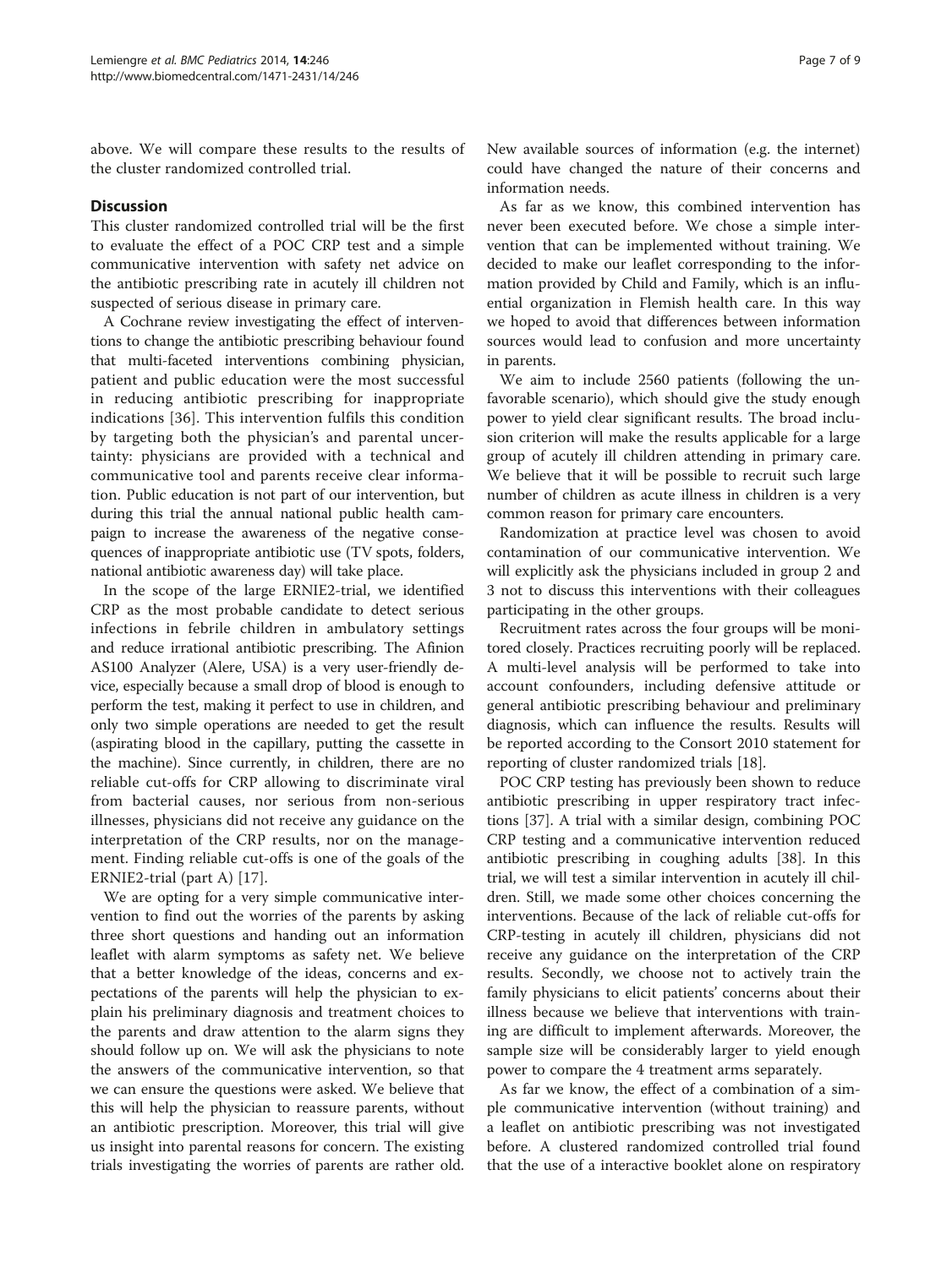above. We will compare these results to the results of the cluster randomized controlled trial.

## Discussion

This cluster randomized controlled trial will be the first to evaluate the effect of a POC CRP test and a simple communicative intervention with safety net advice on the antibiotic prescribing rate in acutely ill children not suspected of serious disease in primary care.

A Cochrane review investigating the effect of interventions to change the antibiotic prescribing behaviour found that multi-faceted interventions combining physician, patient and public education were the most successful in reducing antibiotic prescribing for inappropriate indications [36]. This intervention fulfils this condition by targeting both the physician's and parental uncertainty: physicians are provided with a technical and communicative tool and parents receive clear information. Public education is not part of our intervention, but during this trial the annual national public health campaign to increase the awareness of the negative consequences of inappropriate antibiotic use (TV spots, folders, national antibiotic awareness day) will take place.

In the scope of the large ERNIE2-trial, we identified CRP as the most probable candidate to detect serious infections in febrile children in ambulatory settings and reduce irrational antibiotic prescribing. The Afinion AS100 Analyzer (Alere, USA) is a very user-friendly device, especially because a small drop of blood is enough to perform the test, making it perfect to use in children, and only two simple operations are needed to get the result (aspirating blood in the capillary, putting the cassette in the machine). Since currently, in children, there are no reliable cut-offs for CRP allowing to discriminate viral from bacterial causes, nor serious from non-serious illnesses, physicians did not receive any guidance on the interpretation of the CRP results, nor on the management. Finding reliable cut-offs is one of the goals of the ERNIE2-trial (part A) [17].

We are opting for a very simple communicative intervention to find out the worries of the parents by asking three short questions and handing out an information leaflet with alarm symptoms as safety net. We believe that a better knowledge of the ideas, concerns and expectations of the parents will help the physician to explain his preliminary diagnosis and treatment choices to the parents and draw attention to the alarm signs they should follow up on. We will ask the physicians to note the answers of the communicative intervention, so that we can ensure the questions were asked. We believe that this will help the physician to reassure parents, without an antibiotic prescription. Moreover, this trial will give us insight into parental reasons for concern. The existing trials investigating the worries of parents are rather old. New available sources of information (e.g. the internet) could have changed the nature of their concerns and information needs.

As far as we know, this combined intervention has never been executed before. We chose a simple intervention that can be implemented without training. We decided to make our leaflet corresponding to the information provided by Child and Family, which is an influential organization in Flemish health care. In this way we hoped to avoid that differences between information sources would lead to confusion and more uncertainty in parents.

We aim to include 2560 patients (following the unfavorable scenario), which should give the study enough power to yield clear significant results. The broad inclusion criterion will make the results applicable for a large group of acutely ill children attending in primary care. We believe that it will be possible to recruit such large number of children as acute illness in children is a very common reason for primary care encounters.

Randomization at practice level was chosen to avoid contamination of our communicative intervention. We will explicitly ask the physicians included in group 2 and 3 not to discuss this interventions with their colleagues participating in the other groups.

Recruitment rates across the four groups will be monitored closely. Practices recruiting poorly will be replaced. A multi-level analysis will be performed to take into account confounders, including defensive attitude or general antibiotic prescribing behaviour and preliminary diagnosis, which can influence the results. Results will be reported according to the Consort 2010 statement for reporting of cluster randomized trials [18].

POC CRP testing has previously been shown to reduce antibiotic prescribing in upper respiratory tract infections [37]. A trial with a similar design, combining POC CRP testing and a communicative intervention reduced antibiotic prescribing in coughing adults [38]. In this trial, we will test a similar intervention in acutely ill children. Still, we made some other choices concerning the interventions. Because of the lack of reliable cut-offs for CRP-testing in acutely ill children, physicians did not receive any guidance on the interpretation of the CRP results. Secondly, we choose not to actively train the family physicians to elicit patients' concerns about their illness because we believe that interventions with training are difficult to implement afterwards. Moreover, the sample size will be considerably larger to yield enough power to compare the 4 treatment arms separately.

As far as we know, the effect of a combination of a simple communicative intervention (without training) and a leaflet on antibiotic prescribing was not investigated before. A clustered randomized controlled trial found that the use of a interactive booklet alone on respiratory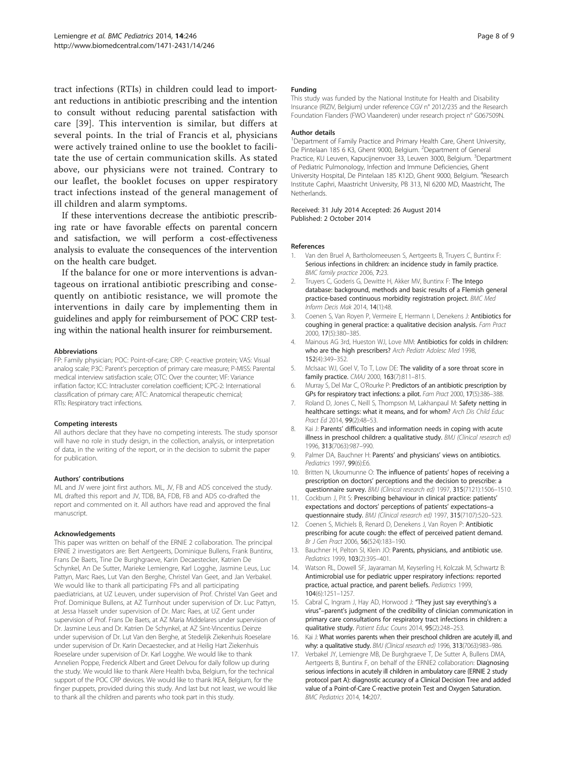tract infections (RTIs) in children could lead to important reductions in antibiotic prescribing and the intention to consult without reducing parental satisfaction with care [39]. This intervention is similar, but differs at several points. In the trial of Francis et al, physicians were actively trained online to use the booklet to facilitate the use of certain communication skills. As stated above, our physicians were not trained. Contrary to our leaflet, the booklet focuses on upper respiratory tract infections instead of the general management of ill children and alarm symptoms.

If these interventions decrease the antibiotic prescribing rate or have favorable effects on parental concern and satisfaction, we will perform a cost-effectiveness analysis to evaluate the consequences of the intervention on the health care budget.

If the balance for one or more interventions is advantageous on irrational antibiotic prescribing and consequently on antibiotic resistance, we will promote the interventions in daily care by implementing them in guidelines and apply for reimbursement of POC CRP testing within the national health insurer for reimbursement.

#### Abbreviations

FP: Family physician; POC: Point-of-care; CRP: C-reactive protein; VAS: Visual analog scale; P3C: Parent's perception of primary care measure; P-MISS: Parental medical interview satisfaction scale; OTC: Over the counter; VIF: Variance inflation factor; ICC: Intracluster correlation coefficient; ICPC-2: International classification of primary care; ATC: Anatomical therapeutic chemical; RTIs: Respiratory tract infections.

#### Competing interests

All authors declare that they have no competing interests. The study sponsor will have no role in study design, in the collection, analysis, or interpretation of data, in the writing of the report, or in the decision to submit the paper for publication.

#### Authors' contributions

ML and JV were joint first authors. ML, JV, FB and ADS conceived the study. ML drafted this report and JV, TDB, BA, FDB, FB and ADS co-drafted the report and commented on it. All authors have read and approved the final manuscript.

#### Acknowledgements

This paper was written on behalf of the ERNIE 2 collaboration. The principal ERNIE 2 investigators are: Bert Aertgeerts, Dominique Bullens, Frank Buntinx, Frans De Baets, Tine De Burghgraeve, Karin Decaestecker, Katrien De Schynkel, An De Sutter, Marieke Lemiengre, Karl Logghe, Jasmine Leus, Luc Pattyn, Marc Raes, Lut Van den Berghe, Christel Van Geet, and Jan Verbakel. We would like to thank all participating FPs and all participating paediatricians, at UZ Leuven, under supervision of Prof. Christel Van Geet and Prof. Dominique Bullens, at AZ Turnhout under supervision of Dr. Luc Pattyn, at Jessa Hasselt under supervision of Dr. Marc Raes, at UZ Gent under supervision of Prof. Frans De Baets, at AZ Maria Middelares under supervision of Dr. Jasmine Leus and Dr. Katrien De Schynkel, at AZ Sint-Vincentius Deinze under supervision of Dr. Lut Van den Berghe, at Stedelijk Ziekenhuis Roeselare under supervision of Dr. Karin Decaestecker, and at Heilig Hart Ziekenhuis Roeselare under supervision of Dr. Karl Logghe. We would like to thank Annelien Poppe, Frederick Albert and Greet Delvou for daily follow up during the study. We would like to thank Alere Health bvba, Belgium, for the technical support of the POC CRP devices. We would like to thank IKEA, Belgium, for the finger puppets, provided during this study. And last but not least, we would like to thank all the children and parents who took part in this study.

#### Funding

This study was funded by the National Institute for Health and Disability Insurance (RIZIV, Belgium) under reference CGV n° 2012/235 and the Research Foundation Flanders (FWO Vlaanderen) under research project n° G067509N.

#### Author details

[1]Department of Family Practice and Primary Health Care, Ghent University, De Pintelaan 185 6 K3, Ghent 9000, Belgium. [2]Department of General Practice, KU Leuven, Kapucijnenvoer 33, Leuven 3000, Belgium. [3]Department of Pediatric Pulmonology, Infection and Immune Deficiencies, Ghent University Hospital, De Pintelaan 185 K12D, Ghent 9000, Belgium. [4]Research Institute Caphri, Maastricht University, PB 313, Nl 6200 MD, Maastricht, The Netherlands.

Received: 31 July 2014 Accepted: 26 August 2014
Published: 2 October 2014

#### References

1. Van den Bruel A, Bartholomeeusen S, Aertgeerts B, Truyers C, Buntinx F: **Serious infections in children: an incidence study in family practice.** *BMC family practice* 2006, **7**:23.
2. Truyers C, Goderis G, Dewitte H, Akker MV, Buntinx F: **The Intego database: background, methods and basic results of a Flemish general practice-based continuous morbidity registration project.** *BMC Med Inform Decis Mak* 2014, **14**(1):48.
3. Coenen S, Van Royen P, Vermeire E, Hermann I, Denekens J: **Antibiotics for coughing in general practice: a qualitative decision analysis.** *Fam Pract* 2000, **17**(5):380–385.
4. Mainous AG 3rd, Hueston WJ, Love MM: **Antibiotics for colds in children: who are the high prescribers?** *Arch Pediatr Adolesc Med* 1998, **152**(4):349–352.
5. McIsaac WJ, Goel V, To T, Low DE: **The validity of a sore throat score in family practice.** *CMAJ* 2000, **163**(7):811–815.
6. Murray S, Del Mar C, O'Rourke P: **Predictors of an antibiotic prescription by GPs for respiratory tract infections: a pilot.** *Fam Pract* 2000, **17**(5):386–388.
7. Roland D, Jones C, Neill S, Thompson M, Lakhanpaul M: **Safety netting in healthcare settings: what it means, and for whom?** *Arch Dis Child Educ Pract Ed* 2014, **99**(2):48–53.
8. Kai J: **Parents' difficulties and information needs in coping with acute illness in preschool children: a qualitative study.** *BMJ (Clinical research ed)* 1996, **313**(7063):987–990.
9. Palmer DA, Bauchner H: **Parents' and physicians' views on antibiotics.** *Pediatrics* 1997, **99**(6):E6.
10. Britten N, Ukoumunne O: **The influence of patients' hopes of receiving a prescription on doctors' perceptions and the decision to prescribe: a questionnaire survey.** *BMJ (Clinical research ed)* 1997, **315**(7121):1506–1510.
11. Cockburn J, Pit S: **Prescribing behaviour in clinical practice: patients' expectations and doctors' perceptions of patients' expectations–a questionnaire study.** *BMJ (Clinical research ed)* 1997, **315**(7107):520–523.
12. Coenen S, Michiels B, Renard D, Denekens J, Van Royen P: **Antibiotic prescribing for acute cough: the effect of perceived patient demand.** *Br J Gen Pract* 2006, **56**(524):183–190.
13. Bauchner H, Pelton SI, Klein JO: **Parents, physicians, and antibiotic use.** *Pediatrics* 1999, **103**(2):395–401.
14. Watson RL, Dowell SF, Jayaraman M, Keyserling H, Kolczak M, Schwartz B: **Antimicrobial use for pediatric upper respiratory infections: reported practice, actual practice, and parent beliefs.** *Pediatrics* 1999, **104**(6):1251–1257.
15. Cabral C, Ingram J, Hay AD, Horwood J: **"They just say everything's a virus"–parent's judgment of the credibility of clinician communication in primary care consultations for respiratory tract infections in children: a qualitative study.** *Patient Educ Couns* 2014, **95**(2):248–253.
16. Kai J: **What worries parents when their preschool children are acutely ill, and why: a qualitative study.** *BMJ (Clinical research ed)* 1996, **313**(7063):983–986.
17. Verbakel JY, Lemiengre MB, De Burghgraeve T, De Sutter A, Bullens DMA, Aertgeerts B, Buntinx F, on behalf of the ERNIE2 collaboration: **Diagnosing serious infections in acutely ill children in ambulatory care (ERNIE 2 study protocol part A): diagnostic accuracy of a Clinical Decision Tree and added value of a Point-of-Care C-reactive protein Test and Oxygen Saturation.** *BMC Pediatrics* 2014, **14**:207.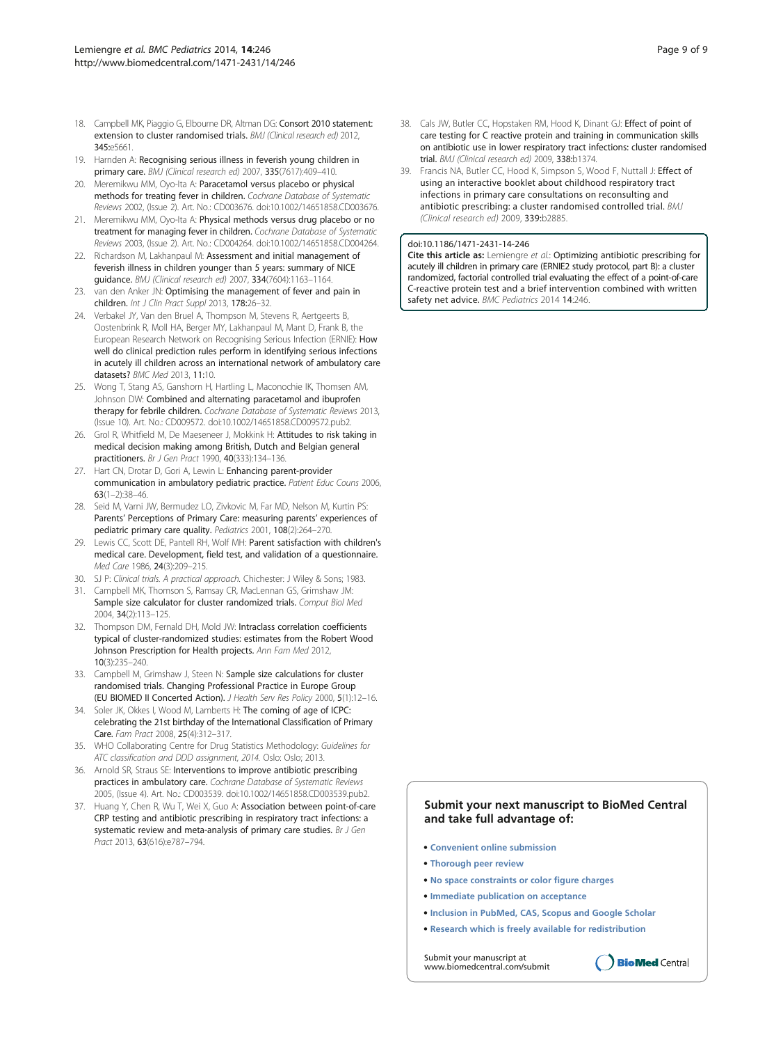18. Campbell MK, Piaggio G, Elbourne DR, Altman DG: **Consort 2010 statement: extension to cluster randomised trials.** *BMJ (Clinical research ed)* 2012, **345:**e5661.
19. Harnden A: **Recognising serious illness in feverish young children in primary care.** *BMJ (Clinical research ed)* 2007, **335**(7617):409–410.
20. Meremikwu MM, Oyo-Ita A: **Paracetamol versus placebo or physical methods for treating fever in children.** *Cochrane Database of Systematic Reviews* 2002, (Issue 2). Art. No.: CD003676. doi:10.1002/14651858.CD003676.
21. Meremikwu MM, Oyo-Ita A: **Physical methods versus drug placebo or no treatment for managing fever in children.** *Cochrane Database of Systematic Reviews* 2003, (Issue 2). Art. No.: CD004264. doi:10.1002/14651858.CD004264.
22. Richardson M, Lakhanpaul M: **Assessment and initial management of feverish illness in children younger than 5 years: summary of NICE guidance.** *BMJ (Clinical research ed)* 2007, **334**(7604):1163–1164.
23. van den Anker JN: **Optimising the management of fever and pain in children.** *Int J Clin Pract Suppl* 2013, **178:**26–32.
24. Verbakel JY, Van den Bruel A, Thompson M, Stevens R, Aertgeerts B, Oostenbrink R, Moll HA, Berger MY, Lakhanpaul M, Mant D, Frank B, the European Research Network on Recognising Serious Infection (ERNIE): **How well do clinical prediction rules perform in identifying serious infections in acutely ill children across an international network of ambulatory care datasets?** *BMC Med* 2013, **11:**10.
25. Wong T, Stang AS, Ganshorn H, Hartling L, Maconochie IK, Thomsen AM, Johnson DW: **Combined and alternating paracetamol and ibuprofen therapy for febrile children.** *Cochrane Database of Systematic Reviews* 2013, (Issue 10). Art. No.: CD009572. doi:10.1002/14651858.CD009572.pub2.
26. Grol R, Whitfield M, De Maeseneer J, Mokkink H: **Attitudes to risk taking in medical decision making among British, Dutch and Belgian general practitioners.** *Br J Gen Pract* 1990, **40**(333):134–136.
27. Hart CN, Drotar D, Gori A, Lewin L: **Enhancing parent-provider communication in ambulatory pediatric practice.** *Patient Educ Couns* 2006, **63**(1–2):38–46.
28. Seid M, Varni JW, Bermudez LO, Zivkovic M, Far MD, Nelson M, Kurtin PS: **Parents' Perceptions of Primary Care: measuring parents' experiences of pediatric primary care quality.** *Pediatrics* 2001, **108**(2):264–270.
29. Lewis CC, Scott DE, Pantell RH, Wolf MH: **Parent satisfaction with children's medical care. Development, field test, and validation of a questionnaire.** *Med Care* 1986, **24**(3):209–215.
30. SJ P: *Clinical trials. A practical approach.* Chichester: J Wiley & Sons; 1983.
31. Campbell MK, Thomson S, Ramsay CR, MacLennan GS, Grimshaw JM: **Sample size calculator for cluster randomized trials.** *Comput Biol Med* 2004, **34**(2):113–125.
32. Thompson DM, Fernald DH, Mold JW: **Intraclass correlation coefficients typical of cluster-randomized studies: estimates from the Robert Wood Johnson Prescription for Health projects.** *Ann Fam Med* 2012, **10**(3):235–240.
33. Campbell M, Grimshaw J, Steen N: **Sample size calculations for cluster randomised trials. Changing Professional Practice in Europe Group (EU BIOMED II Concerted Action).** *J Health Serv Res Policy* 2000, **5**(1):12–16.
34. Soler JK, Okkes I, Wood M, Lamberts H: **The coming of age of ICPC: celebrating the 21st birthday of the International Classification of Primary Care.** *Fam Pract* 2008, **25**(4):312–317.
35. WHO Collaborating Centre for Drug Statistics Methodology: *Guidelines for ATC classification and DDD assignment, 2014.* Oslo: Oslo; 2013.
36. Arnold SR, Straus SE: **Interventions to improve antibiotic prescribing practices in ambulatory care.** *Cochrane Database of Systematic Reviews* 2005, (Issue 4). Art. No.: CD003539. doi:10.1002/14651858.CD003539.pub2.
37. Huang Y, Chen R, Wu T, Wei X, Guo A: **Association between point-of-care CRP testing and antibiotic prescribing in respiratory tract infections: a systematic review and meta-analysis of primary care studies.** *Br J Gen Pract* 2013, **63**(616):e787–794.
38. Cals JW, Butler CC, Hopstaken RM, Hood K, Dinant GJ: **Effect of point of care testing for C reactive protein and training in communication skills on antibiotic use in lower respiratory tract infections: cluster randomised trial.** *BMJ (Clinical research ed)* 2009, **338:**b1374.
39. Francis NA, Butler CC, Hood K, Simpson S, Wood F, Nuttall J: **Effect of using an interactive booklet about childhood respiratory tract infections in primary care consultations on reconsulting and antibiotic prescribing: a cluster randomised controlled trial.** *BMJ (Clinical research ed)* 2009, **339:**b2885.

doi:10.1186/1471-2431-14-246

**Cite this article as:** Lemiengre *et al.*: Optimizing antibiotic prescribing for acutely ill children in primary care (ERNIE2 study protocol, part B): a cluster randomized, factorial controlled trial evaluating the effect of a point-of-care C-reactive protein test and a brief intervention combined with written safety net advice. *BMC Pediatrics* 2014 **14**:246.

**Submit your next manuscript to BioMed Central and take full advantage of:**

- **Convenient online submission**
- **Thorough peer review**
- **No space constraints or color figure charges**
- **Immediate publication on acceptance**
- **Inclusion in PubMed, CAS, Scopus and Google Scholar**
- **Research which is freely available for redistribution**

Submit your manuscript at
www.biomedcentral.com/submit

BioMed Central